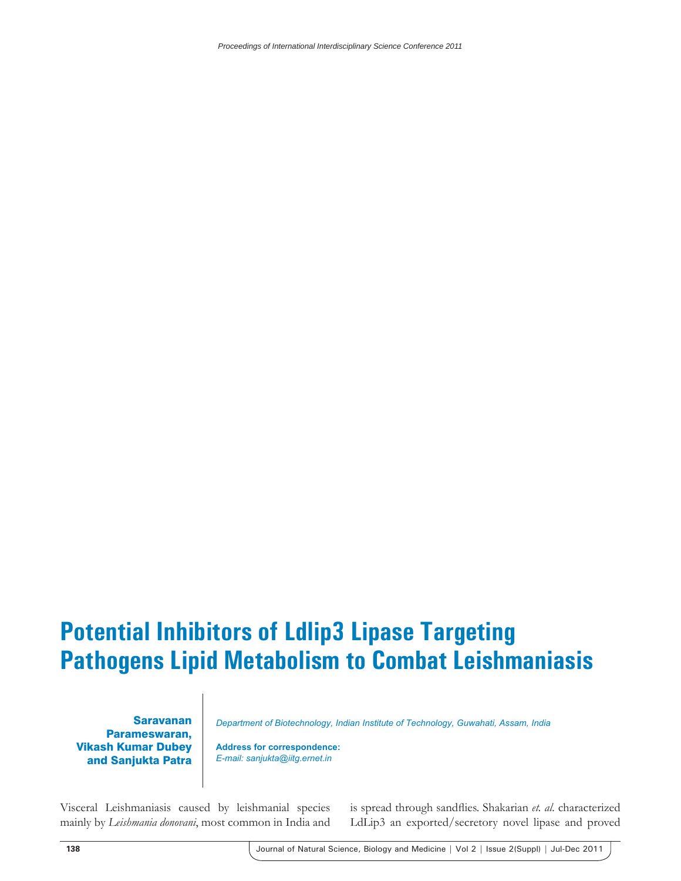# Potential Inhibitors of Ldlip3 Lipase Targeting Pathogens Lipid Metabolism to Combat Leishmaniasis

**Saravanan Parameswaran, Vikash Kumar Dubey and Sanjukta Patra**

*Department of Biotechnology, Indian Institute of Technology, Guwahati, Assam, India*

**Address for correspondence:**
*E-mail: sanjukta@iitg.ernet.in*

Visceral Leishmaniasis caused by leishmanial species mainly by *Leishmania donovani*, most common in India and is spread through sandflies. Shakarian *et. al*. characterized LdLip3 an exported/secretory novel lipase and proved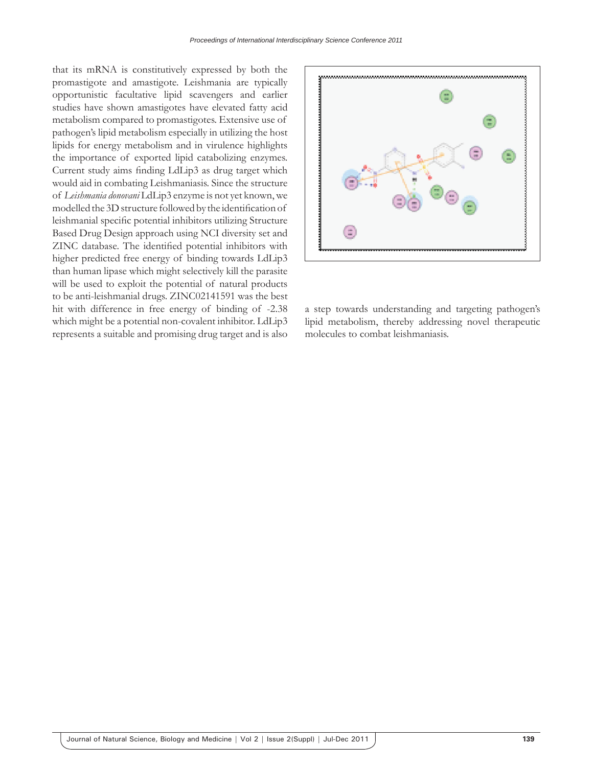that its mRNA is constitutively expressed by both the promastigote and amastigote. Leishmania are typically opportunistic facultative lipid scavengers and earlier studies have shown amastigotes have elevated fatty acid metabolism compared to promastigotes. Extensive use of pathogen's lipid metabolism especially in utilizing the host lipids for energy metabolism and in virulence highlights the importance of exported lipid catabolizing enzymes. Current study aims finding LdLip3 as drug target which would aid in combating Leishmaniasis. Since the structure of *Leishmania donovani* LdLip3 enzyme is not yet known, we modelled the 3D structure followed by the identification of leishmanial specific potential inhibitors utilizing Structure Based Drug Design approach using NCI diversity set and ZINC database. The identified potential inhibitors with higher predicted free energy of binding towards LdLip3 than human lipase which might selectively kill the parasite will be used to exploit the potential of natural products to be anti-leishmanial drugs. ZINC02141591 was the best hit with difference in free energy of binding of -2.38 which might be a potential non-covalent inhibitor. LdLip3 represents a suitable and promising drug target and is also a step towards understanding and targeting pathogen's lipid metabolism, thereby addressing novel therapeutic molecules to combat leishmaniasis.